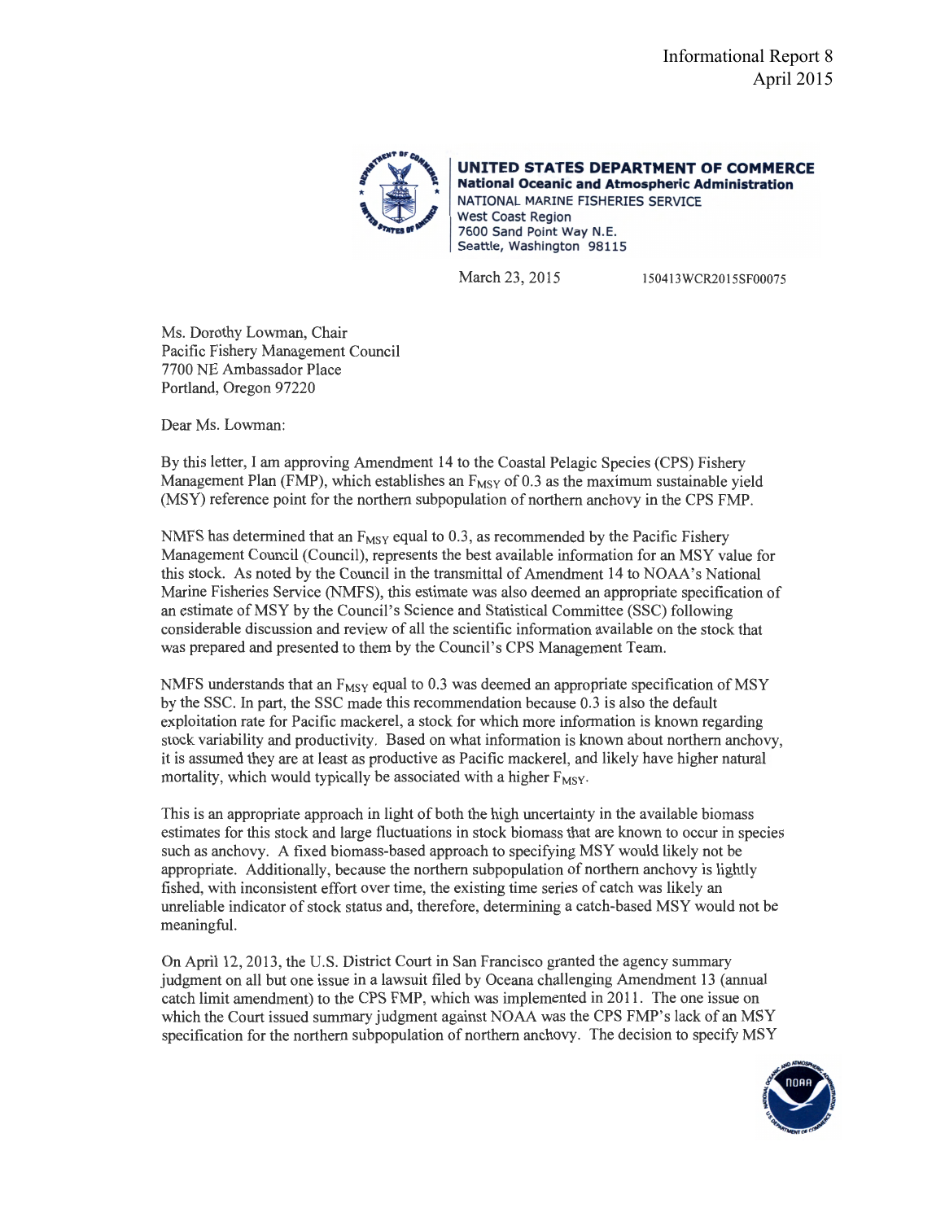Informational Report 8
April 2015

**UNITED STATES DEPARTMENT OF COMMERCE**
**National Oceanic and Atmospheric Administration**
NATIONAL MARINE FISHERIES SERVICE
West Coast Region
7600 Sand Point Way N.E.
Seattle, Washington 98115

March 23, 2015 150413WCR2015SF00075

Ms. Dorothy Lowman, Chair
Pacific Fishery Management Council
7700 NE Ambassador Place
Portland, Oregon 97220

Dear Ms. Lowman:

By this letter, I am approving Amendment 14 to the Coastal Pelagic Species (CPS) Fishery Management Plan (FMP), which establishes an $F_{MSY}$ of 0.3 as the maximum sustainable yield (MSY) reference point for the northern subpopulation of northern anchovy in the CPS FMP.

NMFS has determined that an $F_{MSY}$ equal to 0.3, as recommended by the Pacific Fishery Management Council (Council), represents the best available information for an MSY value for this stock. As noted by the Council in the transmittal of Amendment 14 to NOAA's National Marine Fisheries Service (NMFS), this estimate was also deemed an appropriate specification of an estimate of MSY by the Council's Science and Statistical Committee (SSC) following considerable discussion and review of all the scientific information available on the stock that was prepared and presented to them by the Council's CPS Management Team.

NMFS understands that an $F_{MSY}$ equal to 0.3 was deemed an appropriate specification of MSY by the SSC. In part, the SSC made this recommendation because 0.3 is also the default exploitation rate for Pacific mackerel, a stock for which more information is known regarding stock variability and productivity. Based on what information is known about northern anchovy, it is assumed they are at least as productive as Pacific mackerel, and likely have higher natural mortality, which would typically be associated with a higher $F_{MSY}$.

This is an appropriate approach in light of both the high uncertainty in the available biomass estimates for this stock and large fluctuations in stock biomass that are known to occur in species such as anchovy. A fixed biomass-based approach to specifying MSY would likely not be appropriate. Additionally, because the northern subpopulation of northern anchovy is lightly fished, with inconsistent effort over time, the existing time series of catch was likely an unreliable indicator of stock status and, therefore, determining a catch-based MSY would not be meaningful.

On April 12, 2013, the U.S. District Court in San Francisco granted the agency summary judgment on all but one issue in a lawsuit filed by Oceana challenging Amendment 13 (annual catch limit amendment) to the CPS FMP, which was implemented in 2011. The one issue on which the Court issued summary judgment against NOAA was the CPS FMP's lack of an MSY specification for the northern subpopulation of northern anchovy. The decision to specify MSY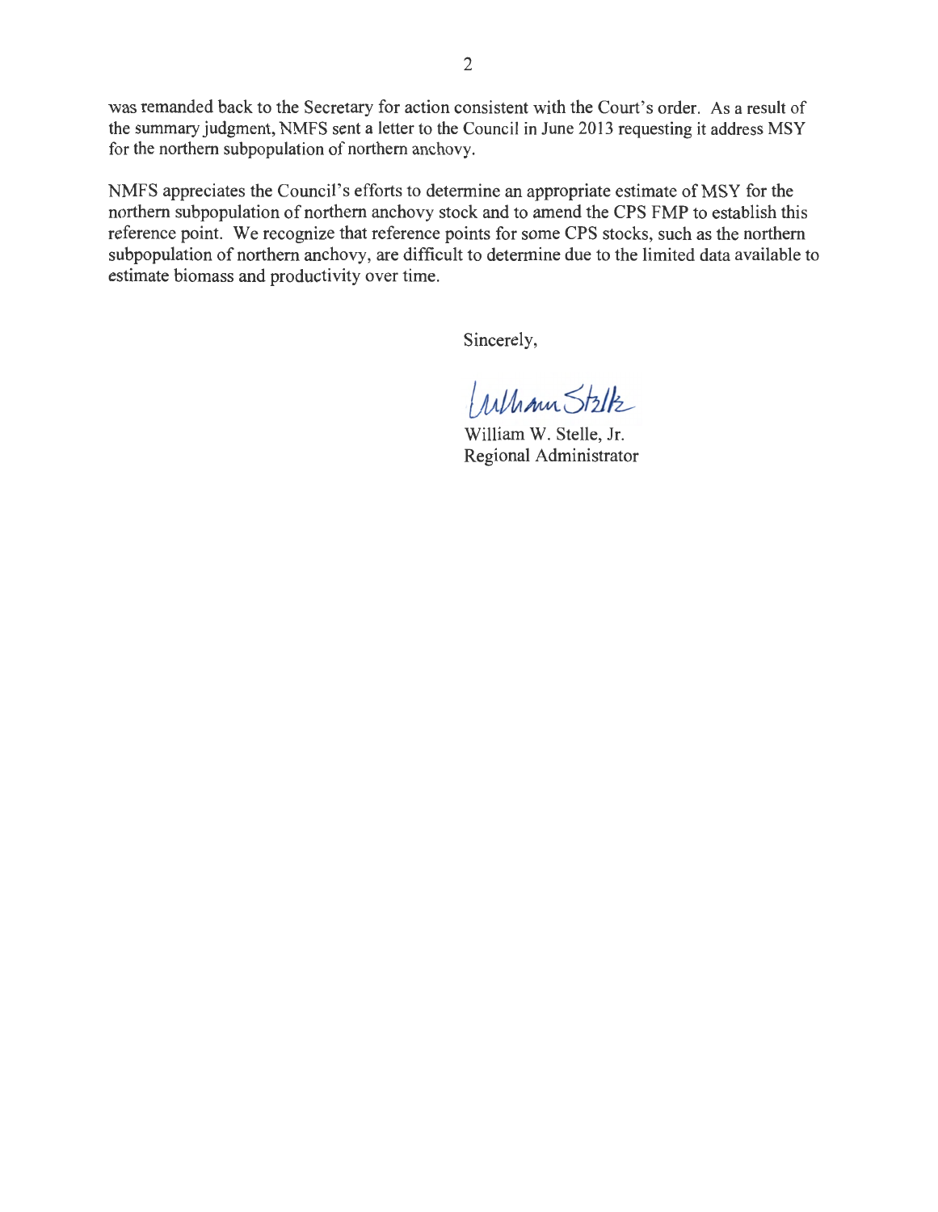was remanded back to the Secretary for action consistent with the Court's order. As a result of the summary judgment, NMFS sent a letter to the Council in June 2013 requesting it address MSY for the northern subpopulation of northern anchovy.

NMFS appreciates the Council's efforts to determine an appropriate estimate of MSY for the northern subpopulation of northern anchovy stock and to amend the CPS FMP to establish this reference point. We recognize that reference points for some CPS stocks, such as the northern subpopulation of northern anchovy, are difficult to determine due to the limited data available to estimate biomass and productivity over time.

Sincerely,

William W. Stelle, Jr.
Regional Administrator